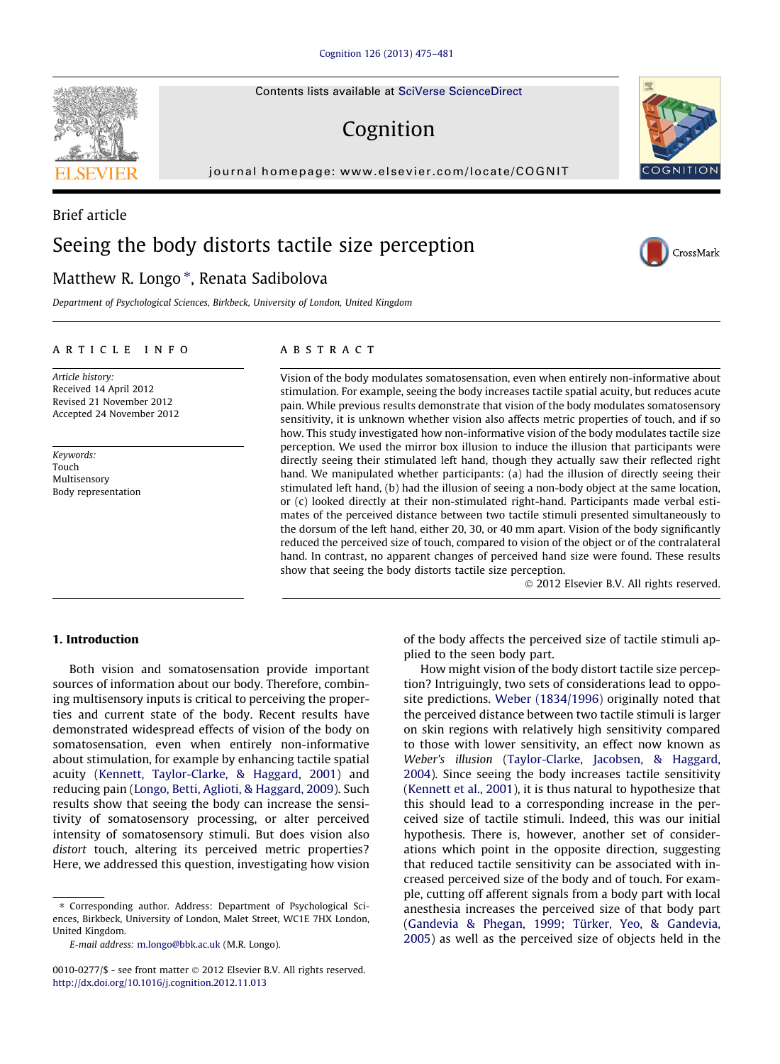Contents lists available at SciVerse ScienceDirect

# Cognition

journal homepage: www.elsevier.com/locate/COGNIT

Brief article

# Seeing the body distorts tactile size perception

Matthew R. Longo *, Renata Sadibolova

Department of Psychological Sciences, Birkbeck, University of London, United Kingdom

**ARTICLE INFO**

*Article history:*
Received 14 April 2012
Revised 21 November 2012
Accepted 24 November 2012

*Keywords:*
Touch
Multisensory
Body representation

**ABSTRACT**

Vision of the body modulates somatosensation, even when entirely non-informative about stimulation. For example, seeing the body increases tactile spatial acuity, but reduces acute pain. While previous results demonstrate that vision of the body modulates somatosensory sensitivity, it is unknown whether vision also affects metric properties of touch, and if so how. This study investigated how non-informative vision of the body modulates tactile size perception. We used the mirror box illusion to induce the illusion that participants were directly seeing their stimulated left hand, though they actually saw their reflected right hand. We manipulated whether participants: (a) had the illusion of directly seeing their stimulated left hand, (b) had the illusion of seeing a non-body object at the same location, or (c) looked directly at their non-stimulated right-hand. Participants made verbal estimates of the perceived distance between two tactile stimuli presented simultaneously to the dorsum of the left hand, either 20, 30, or 40 mm apart. Vision of the body significantly reduced the perceived size of touch, compared to vision of the object or of the contralateral hand. In contrast, no apparent changes of perceived hand size were found. These results show that seeing the body distorts tactile size perception.

© 2012 Elsevier B.V. All rights reserved.

## 1. Introduction

Both vision and somatosensation provide important sources of information about our body. Therefore, combining multisensory inputs is critical to perceiving the properties and current state of the body. Recent results have demonstrated widespread effects of vision of the body on somatosensation, even when entirely non-informative about stimulation, for example by enhancing tactile spatial acuity (Kennett, Taylor-Clarke, & Haggard, 2001) and reducing pain (Longo, Betti, Aglioti, & Haggard, 2009). Such results show that seeing the body can increase the sensitivity of somatosensory processing, or alter perceived intensity of somatosensory stimuli. But does vision also *distort* touch, altering its perceived metric properties? Here, we addressed this question, investigating how vision of the body affects the perceived size of tactile stimuli applied to the seen body part.

How might vision of the body distort tactile size perception? Intriguingly, two sets of considerations lead to opposite predictions. Weber (1834/1996) originally noted that the perceived distance between two tactile stimuli is larger on skin regions with relatively high sensitivity compared to those with lower sensitivity, an effect now known as *Weber's illusion* (Taylor-Clarke, Jacobsen, & Haggard, 2004). Since seeing the body increases tactile sensitivity (Kennett et al., 2001), it is thus natural to hypothesize that this should lead to a corresponding increase in the perceived size of tactile stimuli. Indeed, this was our initial hypothesis. There is, however, another set of considerations which point in the opposite direction, suggesting that reduced tactile sensitivity can be associated with increased perceived size of the body and of touch. For example, cutting off afferent signals from a body part with local anesthesia increases the perceived size of that body part (Gandevia & Phegan, 1999; Türker, Yeo, & Gandevia, 2005) as well as the perceived size of objects held in the

---

* Corresponding author. Address: Department of Psychological Sciences, Birkbeck, University of London, Malet Street, WC1E 7HX London, United Kingdom.

*E-mail address:* m.longo@bbk.ac.uk (M.R. Longo).

0010-0277/$ - see front matter © 2012 Elsevier B.V. All rights reserved.
http://dx.doi.org/10.1016/j.cognition.2012.11.013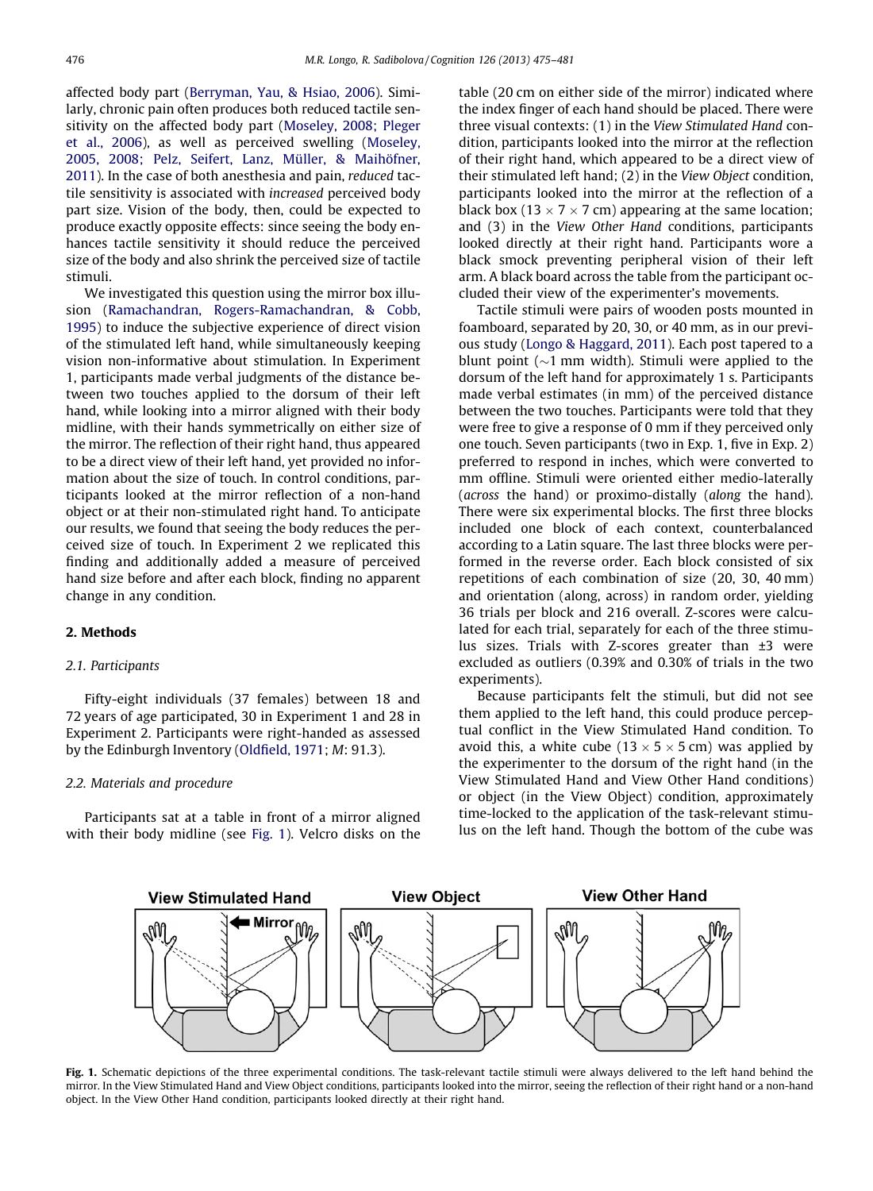affected body part (Berryman, Yau, & Hsiao, 2006). Similarly, chronic pain often produces both reduced tactile sensitivity on the affected body part (Moseley, 2008; Pleger et al., 2006), as well as perceived swelling (Moseley, 2005, 2008; Pelz, Seifert, Lanz, Müller, & Maihöfner, 2011). In the case of both anesthesia and pain, *reduced* tactile sensitivity is associated with *increased* perceived body part size. Vision of the body, then, could be expected to produce exactly opposite effects: since seeing the body enhances tactile sensitivity it should reduce the perceived size of the body and also shrink the perceived size of tactile stimuli.

We investigated this question using the mirror box illusion (Ramachandran, Rogers-Ramachandran, & Cobb, 1995) to induce the subjective experience of direct vision of the stimulated left hand, while simultaneously keeping vision non-informative about stimulation. In Experiment 1, participants made verbal judgments of the distance between two touches applied to the dorsum of their left hand, while looking into a mirror aligned with their body midline, with their hands symmetrically on either size of the mirror. The reflection of their right hand, thus appeared to be a direct view of their left hand, yet provided no information about the size of touch. In control conditions, participants looked at the mirror reflection of a non-hand object or at their non-stimulated right hand. To anticipate our results, we found that seeing the body reduces the perceived size of touch. In Experiment 2 we replicated this finding and additionally added a measure of perceived hand size before and after each block, finding no apparent change in any condition.

## 2. Methods

### 2.1. Participants

Fifty-eight individuals (37 females) between 18 and 72 years of age participated, 30 in Experiment 1 and 28 in Experiment 2. Participants were right-handed as assessed by the Edinburgh Inventory (Oldfield, 1971; *M*: 91.3).

### 2.2. Materials and procedure

Participants sat at a table in front of a mirror aligned with their body midline (see Fig. 1). Velcro disks on the table (20 cm on either side of the mirror) indicated where the index finger of each hand should be placed. There were three visual contexts: (1) in the *View Stimulated Hand* condition, participants looked into the mirror at the reflection of their right hand, which appeared to be a direct view of their stimulated left hand; (2) in the *View Object* condition, participants looked into the mirror at the reflection of a black box (13 × 7 × 7 cm) appearing at the same location; and (3) in the *View Other Hand* conditions, participants looked directly at their right hand. Participants wore a black smock preventing peripheral vision of their left arm. A black board across the table from the participant occluded their view of the experimenter's movements.

Tactile stimuli were pairs of wooden posts mounted in foamboard, separated by 20, 30, or 40 mm, as in our previous study (Longo & Haggard, 2011). Each post tapered to a blunt point (~1 mm width). Stimuli were applied to the dorsum of the left hand for approximately 1 s. Participants made verbal estimates (in mm) of the perceived distance between the two touches. Participants were told that they were free to give a response of 0 mm if they perceived only one touch. Seven participants (two in Exp. 1, five in Exp. 2) preferred to respond in inches, which were converted to mm offline. Stimuli were oriented either medio-laterally (*across* the hand) or proximo-distally (*along* the hand). There were six experimental blocks. The first three blocks included one block of each context, counterbalanced according to a Latin square. The last three blocks were performed in the reverse order. Each block consisted of six repetitions of each combination of size (20, 30, 40 mm) and orientation (along, across) in random order, yielding 36 trials per block and 216 overall. Z-scores were calculated for each trial, separately for each of the three stimulus sizes. Trials with Z-scores greater than ±3 were excluded as outliers (0.39% and 0.30% of trials in the two experiments).

Because participants felt the stimuli, but did not see them applied to the left hand, this could produce perceptual conflict in the View Stimulated Hand condition. To avoid this, a white cube (13 × 5 × 5 cm) was applied by the experimenter to the dorsum of the right hand (in the View Stimulated Hand and View Other Hand conditions) or object (in the View Object) condition, approximately time-locked to the application of the task-relevant stimulus on the left hand. Though the bottom of the cube was

**Fig. 1.** Schematic depictions of the three experimental conditions. The task-relevant tactile stimuli were always delivered to the left hand behind the mirror. In the View Stimulated Hand and View Object conditions, participants looked into the mirror, seeing the reflection of their right hand or a non-hand object. In the View Other Hand condition, participants looked directly at their right hand.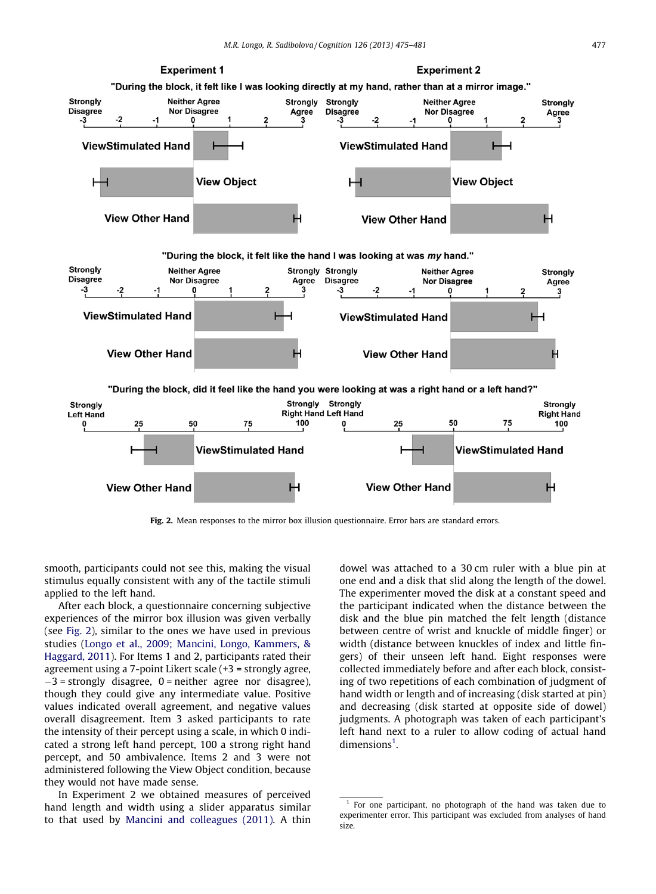Fig. 2. Mean responses to the mirror box illusion questionnaire. Error bars are standard errors.

smooth, participants could not see this, making the visual stimulus equally consistent with any of the tactile stimuli applied to the left hand.

After each block, a questionnaire concerning subjective experiences of the mirror box illusion was given verbally (see Fig. 2), similar to the ones we have used in previous studies (Longo et al., 2009; Mancini, Longo, Kammers, & Haggard, 2011). For Items 1 and 2, participants rated their agreement using a 7-point Likert scale (+3 = strongly agree, −3 = strongly disagree, 0 = neither agree nor disagree), though they could give any intermediate value. Positive values indicated overall agreement, and negative values overall disagreement. Item 3 asked participants to rate the intensity of their percept using a scale, in which 0 indicated a strong left hand percept, 100 a strong right hand percept, and 50 ambivalence. Items 2 and 3 were not administered following the View Object condition, because they would not have made sense.

In Experiment 2 we obtained measures of perceived hand length and width using a slider apparatus similar to that used by Mancini and colleagues (2011). A thin dowel was attached to a 30 cm ruler with a blue pin at one end and a disk that slid along the length of the dowel. The experimenter moved the disk at a constant speed and the participant indicated when the distance between the disk and the blue pin matched the felt length (distance between centre of wrist and knuckle of middle finger) or width (distance between knuckles of index and little fingers) of their unseen left hand. Eight responses were collected immediately before and after each block, consisting of two repetitions of each combination of judgment of hand width or length and of increasing (disk started at pin) and decreasing (disk started at opposite side of dowel) judgments. A photograph was taken of each participant's left hand next to a ruler to allow coding of actual hand dimensions[1].

[1] For one participant, no photograph of the hand was taken due to experimenter error. This participant was excluded from analyses of hand size.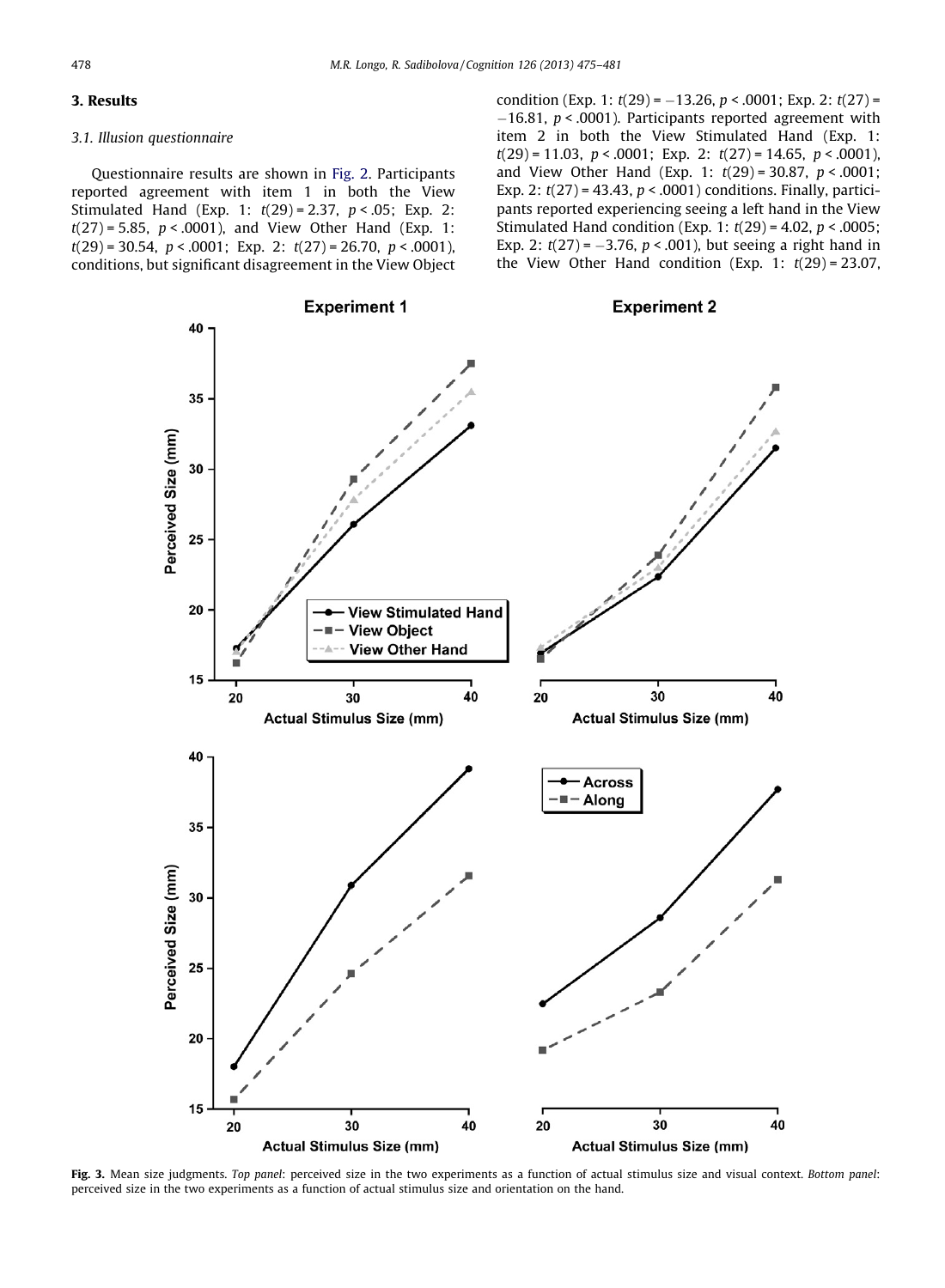## 3. Results

### 3.1. Illusion questionnaire

Questionnaire results are shown in Fig. 2. Participants reported agreement with item 1 in both the View Stimulated Hand (Exp. 1: $t(29) = 2.37$, $p < .05$; Exp. 2: $t(27) = 5.85$, $p < .0001$), and View Other Hand (Exp. 1: $t(29) = 30.54$, $p < .0001$; Exp. 2: $t(27) = 26.70$, $p < .0001$), conditions, but significant disagreement in the View Object condition (Exp. 1: $t(29) = -13.26$, $p < .0001$; Exp. 2: $t(27) = -16.81$, $p < .0001$). Participants reported agreement with item 2 in both the View Stimulated Hand (Exp. 1: $t(29) = 11.03$, $p < .0001$; Exp. 2: $t(27) = 14.65$, $p < .0001$), and View Other Hand (Exp. 1: $t(29) = 30.87$, $p < .0001$; Exp. 2: $t(27) = 43.43$, $p < .0001$) conditions. Finally, participants reported experiencing seeing a left hand in the View Stimulated Hand condition (Exp. 1: $t(29) = 4.02$, $p < .0005$; Exp. 2: $t(27) = -3.76$, $p < .001$), but seeing a right hand in the View Other Hand condition (Exp. 1: $t(29) = 23.07$,

**Fig. 3.** Mean size judgments. *Top panel*: perceived size in the two experiments as a function of actual stimulus size and visual context. *Bottom panel*: perceived size in the two experiments as a function of actual stimulus size and orientation on the hand.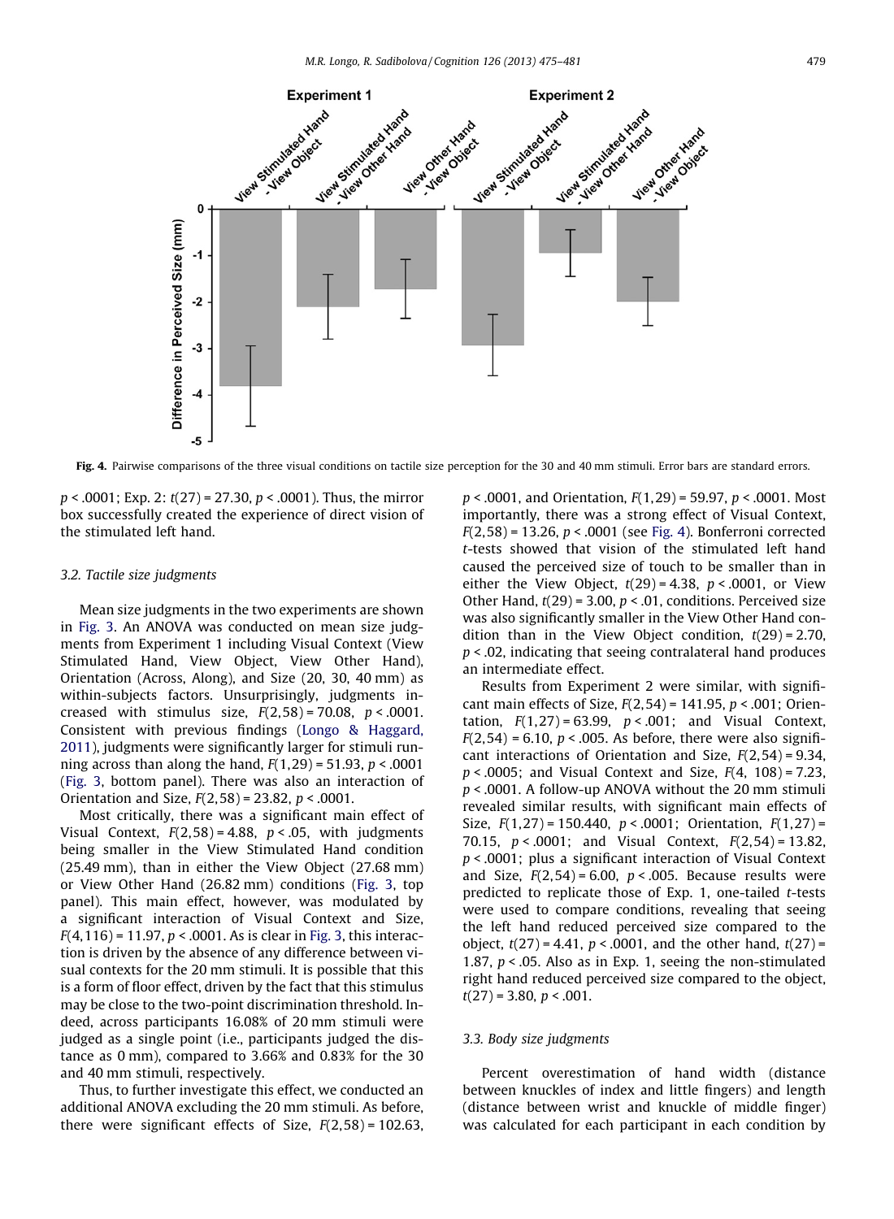**Fig. 4.** Pairwise comparisons of the three visual conditions on tactile size perception for the 30 and 40 mm stimuli. Error bars are standard errors.

$p < .0001$; Exp. 2: $t(27) = 27.30$, $p < .0001$). Thus, the mirror box successfully created the experience of direct vision of the stimulated left hand.

### 3.2. Tactile size judgments

Mean size judgments in the two experiments are shown in Fig. 3. An ANOVA was conducted on mean size judgments from Experiment 1 including Visual Context (View Stimulated Hand, View Object, View Other Hand), Orientation (Across, Along), and Size (20, 30, 40 mm) as within-subjects factors. Unsurprisingly, judgments increased with stimulus size, $F(2,58) = 70.08$, $p < .0001$. Consistent with previous findings (Longo & Haggard, 2011), judgments were significantly larger for stimuli running across than along the hand, $F(1,29) = 51.93$, $p < .0001$ (Fig. 3, bottom panel). There was also an interaction of Orientation and Size, $F(2,58) = 23.82$, $p < .0001$.

Most critically, there was a significant main effect of Visual Context, $F(2,58) = 4.88$, $p < .05$, with judgments being smaller in the View Stimulated Hand condition (25.49 mm), than in either the View Object (27.68 mm) or View Other Hand (26.82 mm) conditions (Fig. 3, top panel). This main effect, however, was modulated by a significant interaction of Visual Context and Size, $F(4,116) = 11.97$, $p < .0001$. As is clear in Fig. 3, this interaction is driven by the absence of any difference between visual contexts for the 20 mm stimuli. It is possible that this is a form of floor effect, driven by the fact that this stimulus may be close to the two-point discrimination threshold. Indeed, across participants 16.08% of 20 mm stimuli were judged as a single point (i.e., participants judged the distance as 0 mm), compared to 3.66% and 0.83% for the 30 and 40 mm stimuli, respectively.

Thus, to further investigate this effect, we conducted an additional ANOVA excluding the 20 mm stimuli. As before, there were significant effects of Size, $F(2,58) = 102.63$, $p < .0001$, and Orientation, $F(1,29) = 59.97$, $p < .0001$. Most importantly, there was a strong effect of Visual Context, $F(2,58) = 13.26$, $p < .0001$ (see Fig. 4). Bonferroni corrected $t$-tests showed that vision of the stimulated left hand caused the perceived size of touch to be smaller than in either the View Object, $t(29) = 4.38$, $p < .0001$, or View Other Hand, $t(29) = 3.00$, $p < .01$, conditions. Perceived size was also significantly smaller in the View Other Hand condition than in the View Object condition, $t(29) = 2.70$, $p < .02$, indicating that seeing contralateral hand produces an intermediate effect.

Results from Experiment 2 were similar, with significant main effects of Size, $F(2,54) = 141.95$, $p < .001$; Orientation, $F(1,27) = 63.99$, $p < .001$; and Visual Context, $F(2,54) = 6.10$, $p < .005$. As before, there were also significant interactions of Orientation and Size, $F(2,54) = 9.34$, $p < .0005$; and Visual Context and Size, $F(4, 108) = 7.23$, $p < .0001$. A follow-up ANOVA without the 20 mm stimuli revealed similar results, with significant main effects of Size, $F(1,27) = 150.440$, $p < .0001$; Orientation, $F(1,27) = 70.15$, $p < .0001$; and Visual Context, $F(2,54) = 13.82$, $p < .0001$; plus a significant interaction of Visual Context and Size, $F(2,54) = 6.00$, $p < .005$. Because results were predicted to replicate those of Exp. 1, one-tailed $t$-tests were used to compare conditions, revealing that seeing the left hand reduced perceived size compared to the object, $t(27) = 4.41$, $p < .0001$, and the other hand, $t(27) = 1.87$, $p < .05$. Also as in Exp. 1, seeing the non-stimulated right hand reduced perceived size compared to the object, $t(27) = 3.80$, $p < .001$.

### 3.3. Body size judgments

Percent overestimation of hand width (distance between knuckles of index and little fingers) and length (distance between wrist and knuckle of middle finger) was calculated for each participant in each condition by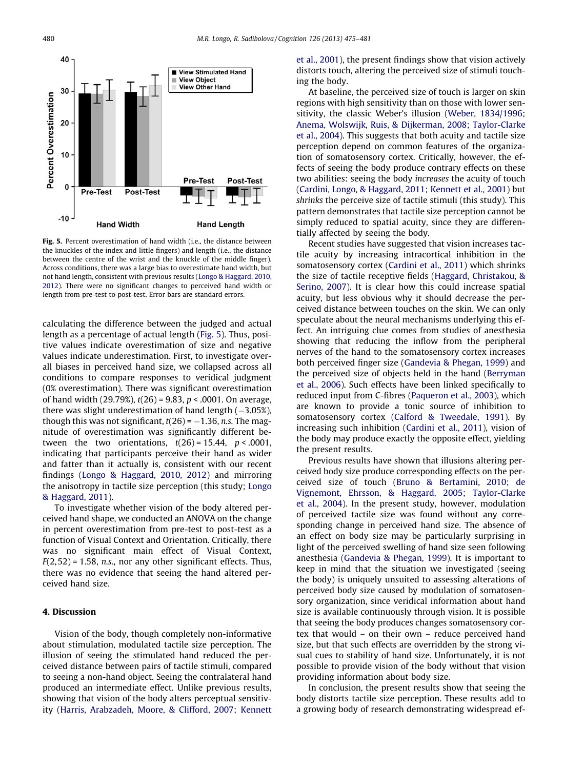Fig. 5. Percent overestimation of hand width (i.e., the distance between the knuckles of the index and little fingers) and length (i.e., the distance between the centre of the wrist and the knuckle of the middle finger). Across conditions, there was a large bias to overestimate hand width, but not hand length, consistent with previous results (Longo & Haggard, 2010, 2012). There were no significant changes to perceived hand width or length from pre-test to post-test. Error bars are standard errors.

calculating the difference between the judged and actual length as a percentage of actual length (Fig. 5). Thus, positive values indicate overestimation of size and negative values indicate underestimation. First, to investigate overall biases in perceived hand size, we collapsed across all conditions to compare responses to veridical judgment (0% overestimation). There was significant overestimation of hand width (29.79%), $t(26) = 9.83$, $p < .0001$. On average, there was slight underestimation of hand length (−3.05%), though this was not significant, $t(26) = -1.36$, *n.s.* The magnitude of overestimation was significantly different between the two orientations, $t(26) = 15.44$, $p < .0001$, indicating that participants perceive their hand as wider and fatter than it actually is, consistent with our recent findings (Longo & Haggard, 2010, 2012) and mirroring the anisotropy in tactile size perception (this study; Longo & Haggard, 2011).

To investigate whether vision of the body altered perceived hand shape, we conducted an ANOVA on the change in percent overestimation from pre-test to post-test as a function of Visual Context and Orientation. Critically, there was no significant main effect of Visual Context, $F(2,52) = 1.58$, *n.s.*, nor any other significant effects. Thus, there was no evidence that seeing the hand altered perceived hand size.

## 4. Discussion

Vision of the body, though completely non-informative about stimulation, modulated tactile size perception. The illusion of seeing the stimulated hand reduced the perceived distance between pairs of tactile stimuli, compared to seeing a non-hand object. Seeing the contralateral hand produced an intermediate effect. Unlike previous results, showing that vision of the body alters perceptual sensitivity (Harris, Arabzadeh, Moore, & Clifford, 2007; Kennett et al., 2001), the present findings show that vision actively distorts touch, altering the perceived size of stimuli touching the body.

At baseline, the perceived size of touch is larger on skin regions with high sensitivity than on those with lower sensitivity, the classic Weber's illusion (Weber, 1834/1996; Anema, Wolswijk, Ruis, & Dijkerman, 2008; Taylor-Clarke et al., 2004). This suggests that both acuity and tactile size perception depend on common features of the organization of somatosensory cortex. Critically, however, the effects of seeing the body produce contrary effects on these two abilities: seeing the body *increases* the acuity of touch (Cardini, Longo, & Haggard, 2011; Kennett et al., 2001) but *shrinks* the perceive size of tactile stimuli (this study). This pattern demonstrates that tactile size perception cannot be simply reduced to spatial acuity, since they are differentially affected by seeing the body.

Recent studies have suggested that vision increases tactile acuity by increasing intracortical inhibition in the somatosensory cortex (Cardini et al., 2011) which shrinks the size of tactile receptive fields (Haggard, Christakou, & Serino, 2007). It is clear how this could increase spatial acuity, but less obvious why it should decrease the perceived distance between touches on the skin. We can only speculate about the neural mechanisms underlying this effect. An intriguing clue comes from studies of anesthesia showing that reducing the inflow from the peripheral nerves of the hand to the somatosensory cortex increases both perceived finger size (Gandevia & Phegan, 1999) and the perceived size of objects held in the hand (Berryman et al., 2006). Such effects have been linked specifically to reduced input from C-fibres (Paqueron et al., 2003), which are known to provide a tonic source of inhibition to somatosensory cortex (Calford & Tweedale, 1991). By increasing such inhibition (Cardini et al., 2011), vision of the body may produce exactly the opposite effect, yielding the present results.

Previous results have shown that illusions altering perceived body size produce corresponding effects on the perceived size of touch (Bruno & Bertamini, 2010; de Vignemont, Ehrsson, & Haggard, 2005; Taylor-Clarke et al., 2004). In the present study, however, modulation of perceived tactile size was found without any corresponding change in perceived hand size. The absence of an effect on body size may be particularly surprising in light of the perceived swelling of hand size seen following anesthesia (Gandevia & Phegan, 1999). It is important to keep in mind that the situation we investigated (seeing the body) is uniquely unsuited to assessing alterations of perceived body size caused by modulation of somatosensory organization, since veridical information about hand size is available continuously through vision. It is possible that seeing the body produces changes somatosensory cortex that would – on their own – reduce perceived hand size, but that such effects are overridden by the strong visual cues to stability of hand size. Unfortunately, it is not possible to provide vision of the body without that vision providing information about body size.

In conclusion, the present results show that seeing the body distorts tactile size perception. These results add to a growing body of research demonstrating widespread ef-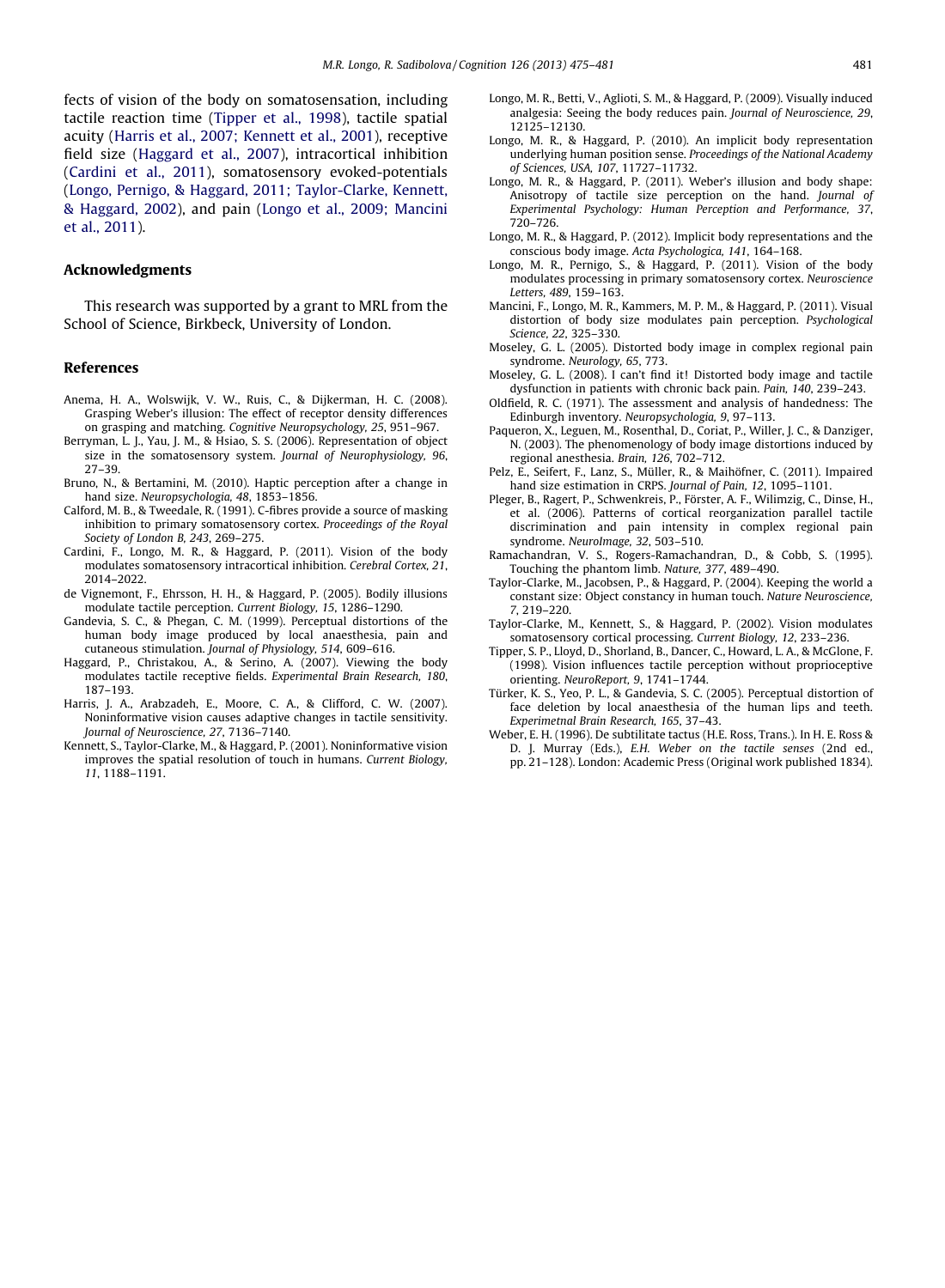fects of vision of the body on somatosensation, including tactile reaction time (Tipper et al., 1998), tactile spatial acuity (Harris et al., 2007; Kennett et al., 2001), receptive field size (Haggard et al., 2007), intracortical inhibition (Cardini et al., 2011), somatosensory evoked-potentials (Longo, Pernigo, & Haggard, 2011; Taylor-Clarke, Kennett, & Haggard, 2002), and pain (Longo et al., 2009; Mancini et al., 2011).

## Acknowledgments

This research was supported by a grant to MRL from the School of Science, Birkbeck, University of London.

## References

Anema, H. A., Wolswijk, V. W., Ruis, C., & Dijkerman, H. C. (2008). Grasping Weber's illusion: The effect of receptor density differences on grasping and matching. *Cognitive Neuropsychology, 25*, 951–967.

Berryman, L. J., Yau, J. M., & Hsiao, S. S. (2006). Representation of object size in the somatosensory system. *Journal of Neurophysiology, 96*, 27–39.

Bruno, N., & Bertamini, M. (2010). Haptic perception after a change in hand size. *Neuropsychologia, 48*, 1853–1856.

Calford, M. B., & Tweedale, R. (1991). C-fibres provide a source of masking inhibition to primary somatosensory cortex. *Proceedings of the Royal Society of London B, 243*, 269–275.

Cardini, F., Longo, M. R., & Haggard, P. (2011). Vision of the body modulates somatosensory intracortical inhibition. *Cerebral Cortex, 21*, 2014–2022.

de Vignemont, F., Ehrsson, H. H., & Haggard, P. (2005). Bodily illusions modulate tactile perception. *Current Biology, 15*, 1286–1290.

Gandevia, S. C., & Phegan, C. M. (1999). Perceptual distortions of the human body image produced by local anaesthesia, pain and cutaneous stimulation. *Journal of Physiology, 514*, 609–616.

Haggard, P., Christakou, A., & Serino, A. (2007). Viewing the body modulates tactile receptive fields. *Experimental Brain Research, 180*, 187–193.

Harris, J. A., Arabzadeh, E., Moore, C. A., & Clifford, C. W. (2007). Noninformative vision causes adaptive changes in tactile sensitivity. *Journal of Neuroscience, 27*, 7136–7140.

Kennett, S., Taylor-Clarke, M., & Haggard, P. (2001). Noninformative vision improves the spatial resolution of touch in humans. *Current Biology, 11*, 1188–1191.

Longo, M. R., Betti, V., Aglioti, S. M., & Haggard, P. (2009). Visually induced analgesia: Seeing the body reduces pain. *Journal of Neuroscience, 29*, 12125–12130.

Longo, M. R., & Haggard, P. (2010). An implicit body representation underlying human position sense. *Proceedings of the National Academy of Sciences, USA, 107*, 11727–11732.

Longo, M. R., & Haggard, P. (2011). Weber's illusion and body shape: Anisotropy of tactile size perception on the hand. *Journal of Experimental Psychology: Human Perception and Performance, 37*, 720–726.

Longo, M. R., & Haggard, P. (2012). Implicit body representations and the conscious body image. *Acta Psychologica, 141*, 164–168.

Longo, M. R., Pernigo, S., & Haggard, P. (2011). Vision of the body modulates processing in primary somatosensory cortex. *Neuroscience Letters, 489*, 159–163.

Mancini, F., Longo, M. R., Kammers, M. P. M., & Haggard, P. (2011). Visual distortion of body size modulates pain perception. *Psychological Science, 22*, 325–330.

Moseley, G. L. (2005). Distorted body image in complex regional pain syndrome. *Neurology, 65*, 773.

Moseley, G. L. (2008). I can't find it! Distorted body image and tactile dysfunction in patients with chronic back pain. *Pain, 140*, 239–243.

Oldfield, R. C. (1971). The assessment and analysis of handedness: The Edinburgh inventory. *Neuropsychologia, 9*, 97–113.

Paqueron, X., Leguen, M., Rosenthal, D., Coriat, P., Willer, J. C., & Danziger, N. (2003). The phenomenology of body image distortions induced by regional anesthesia. *Brain, 126*, 702–712.

Pelz, E., Seifert, F., Lanz, S., Müller, R., & Maihöfner, C. (2011). Impaired hand size estimation in CRPS. *Journal of Pain, 12*, 1095–1101.

Pleger, B., Ragert, P., Schwenkreis, P., Förster, A. F., Wilimzig, C., Dinse, H., et al. (2006). Patterns of cortical reorganization parallel tactile discrimination and pain intensity in complex regional pain syndrome. *NeuroImage, 32*, 503–510.

Ramachandran, V. S., Rogers-Ramachandran, D., & Cobb, S. (1995). Touching the phantom limb. *Nature, 377*, 489–490.

Taylor-Clarke, M., Jacobsen, P., & Haggard, P. (2004). Keeping the world a constant size: Object constancy in human touch. *Nature Neuroscience, 7*, 219–220.

Taylor-Clarke, M., Kennett, S., & Haggard, P. (2002). Vision modulates somatosensory cortical processing. *Current Biology, 12*, 233–236.

Tipper, S. P., Lloyd, D., Shorland, B., Dancer, C., Howard, L. A., & McGlone, F. (1998). Vision influences tactile perception without proprioceptive orienting. *NeuroReport, 9*, 1741–1744.

Türker, K. S., Yeo, P. L., & Gandevia, S. C. (2005). Perceptual distortion of face deletion by local anaesthesia of the human lips and teeth. *Experimetnal Brain Research, 165*, 37–43.

Weber, E. H. (1996). De subtilitate tactus (H.E. Ross, Trans.). In H. E. Ross & D. J. Murray (Eds.), *E.H. Weber on the tactile senses* (2nd ed., pp. 21–128). London: Academic Press (Original work published 1834).